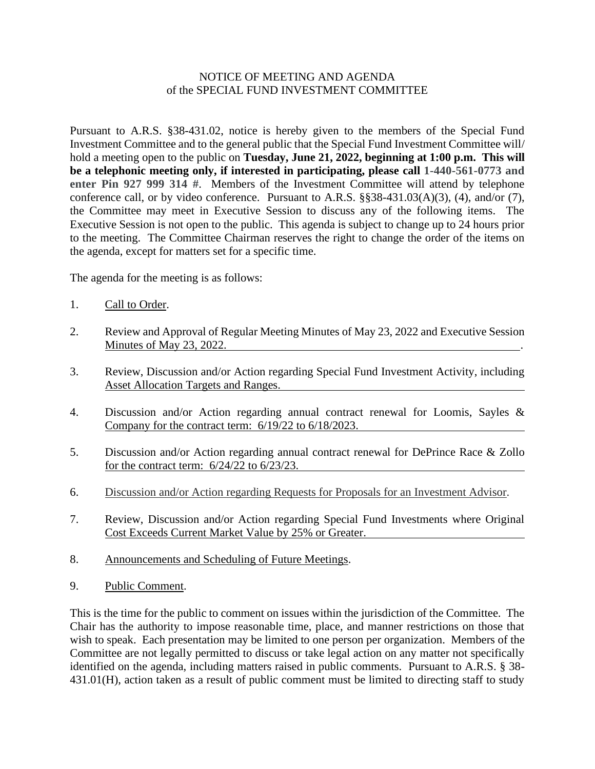# NOTICE OF MEETING AND AGENDA
## of the SPECIAL FUND INVESTMENT COMMITTEE

Pursuant to A.R.S. §38-431.02, notice is hereby given to the members of the Special Fund Investment Committee and to the general public that the Special Fund Investment Committee will/ hold a meeting open to the public on **Tuesday, June 21, 2022, beginning at 1:00 p.m. This will be a telephonic meeting only, if interested in participating, please call 1-440-561-0773 and enter Pin 927 999 314 #**. Members of the Investment Committee will attend by telephone conference call, or by video conference. Pursuant to A.R.S. §§38-431.03(A)(3), (4), and/or (7), the Committee may meet in Executive Session to discuss any of the following items. The Executive Session is not open to the public. This agenda is subject to change up to 24 hours prior to the meeting. The Committee Chairman reserves the right to change the order of the items on the agenda, except for matters set for a specific time.

The agenda for the meeting is as follows:

1. Call to Order.

2. Review and Approval of Regular Meeting Minutes of May 23, 2022 and Executive Session Minutes of May 23, 2022.

3. Review, Discussion and/or Action regarding Special Fund Investment Activity, including Asset Allocation Targets and Ranges.

4. Discussion and/or Action regarding annual contract renewal for Loomis, Sayles & Company for the contract term: 6/19/22 to 6/18/2023.

5. Discussion and/or Action regarding annual contract renewal for DePrince Race & Zollo for the contract term: 6/24/22 to 6/23/23.

6. Discussion and/or Action regarding Requests for Proposals for an Investment Advisor.

7. Review, Discussion and/or Action regarding Special Fund Investments where Original Cost Exceeds Current Market Value by 25% or Greater.

8. Announcements and Scheduling of Future Meetings.

9. Public Comment.

This is the time for the public to comment on issues within the jurisdiction of the Committee. The Chair has the authority to impose reasonable time, place, and manner restrictions on those that wish to speak. Each presentation may be limited to one person per organization. Members of the Committee are not legally permitted to discuss or take legal action on any matter not specifically identified on the agenda, including matters raised in public comments. Pursuant to A.R.S. § 38-431.01(H), action taken as a result of public comment must be limited to directing staff to study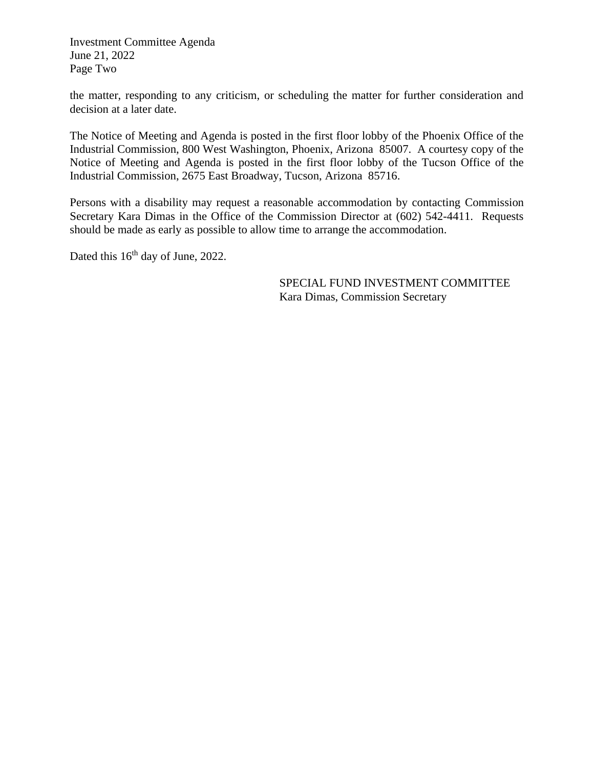the matter, responding to any criticism, or scheduling the matter for further consideration and decision at a later date.

The Notice of Meeting and Agenda is posted in the first floor lobby of the Phoenix Office of the Industrial Commission, 800 West Washington, Phoenix, Arizona 85007. A courtesy copy of the Notice of Meeting and Agenda is posted in the first floor lobby of the Tucson Office of the Industrial Commission, 2675 East Broadway, Tucson, Arizona 85716.

Persons with a disability may request a reasonable accommodation by contacting Commission Secretary Kara Dimas in the Office of the Commission Director at (602) 542-4411. Requests should be made as early as possible to allow time to arrange the accommodation.

Dated this 16th day of June, 2022.

SPECIAL FUND INVESTMENT COMMITTEE
Kara Dimas, Commission Secretary